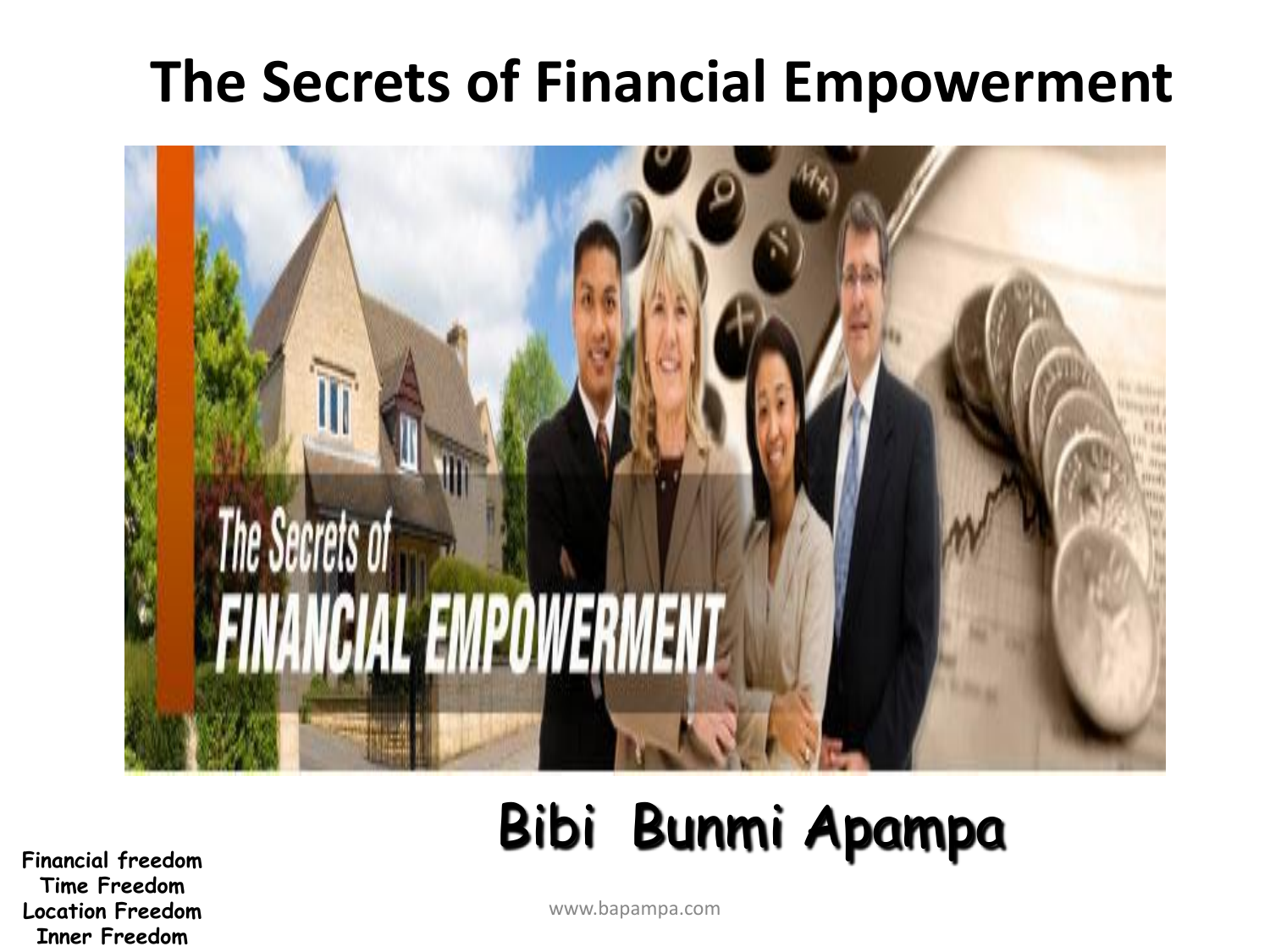# The Secrets of Financial Empowerment

**Bibi Bunmi Apampa**

**Financial freedom**
**Time Freedom**
**Location Freedom**
**Inner Freedom**

www.bapampa.com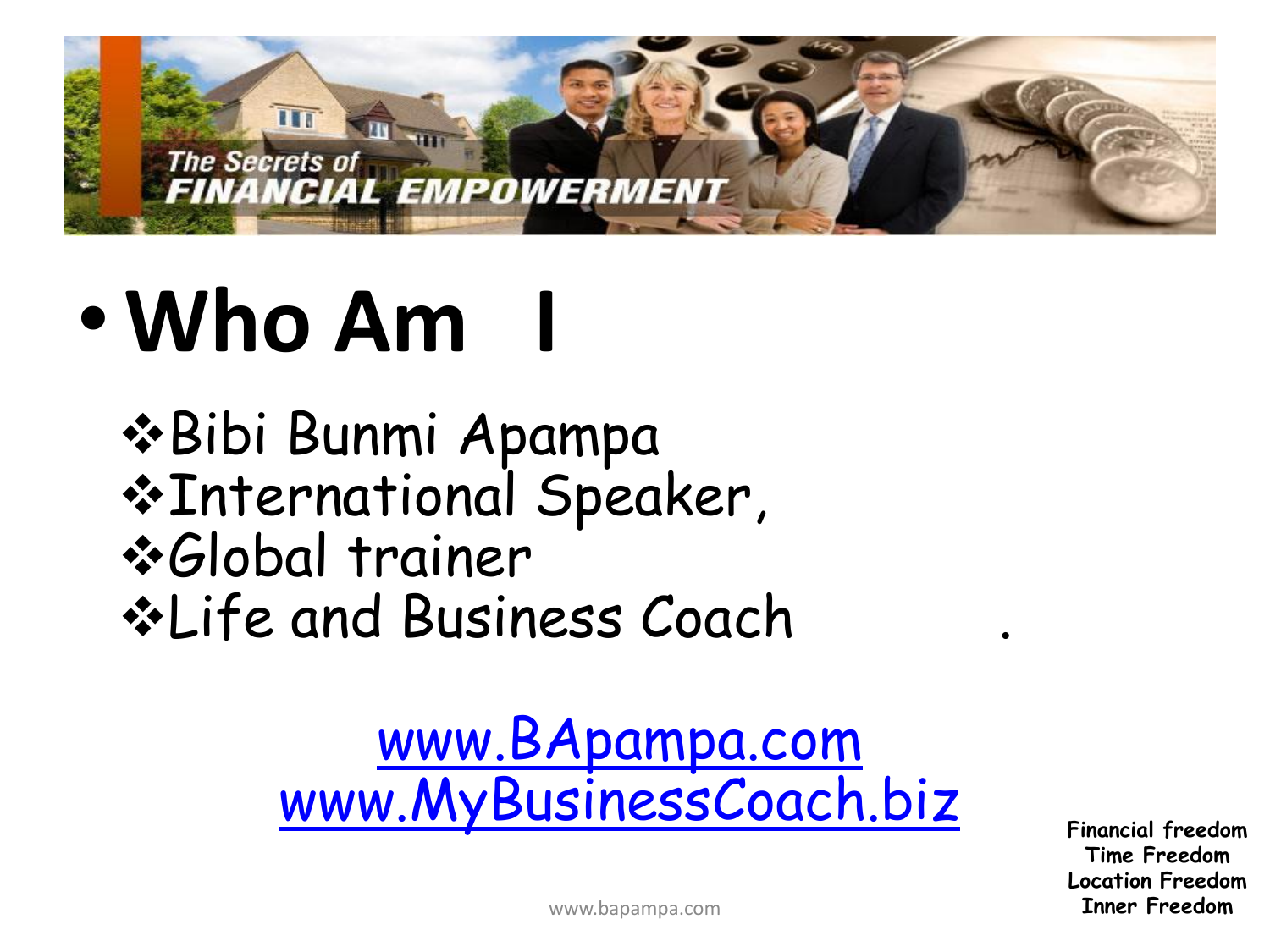The Secrets of FINANCIAL EMPOWERMENT

# Who Am I

- Bibi Bunmi Apampa
- International Speaker,
- Global trainer
- Life and Business Coach

www.BApampa.com
www.MyBusinessCoach.biz

**Financial freedom**
**Time Freedom**
**Location Freedom**
**Inner Freedom**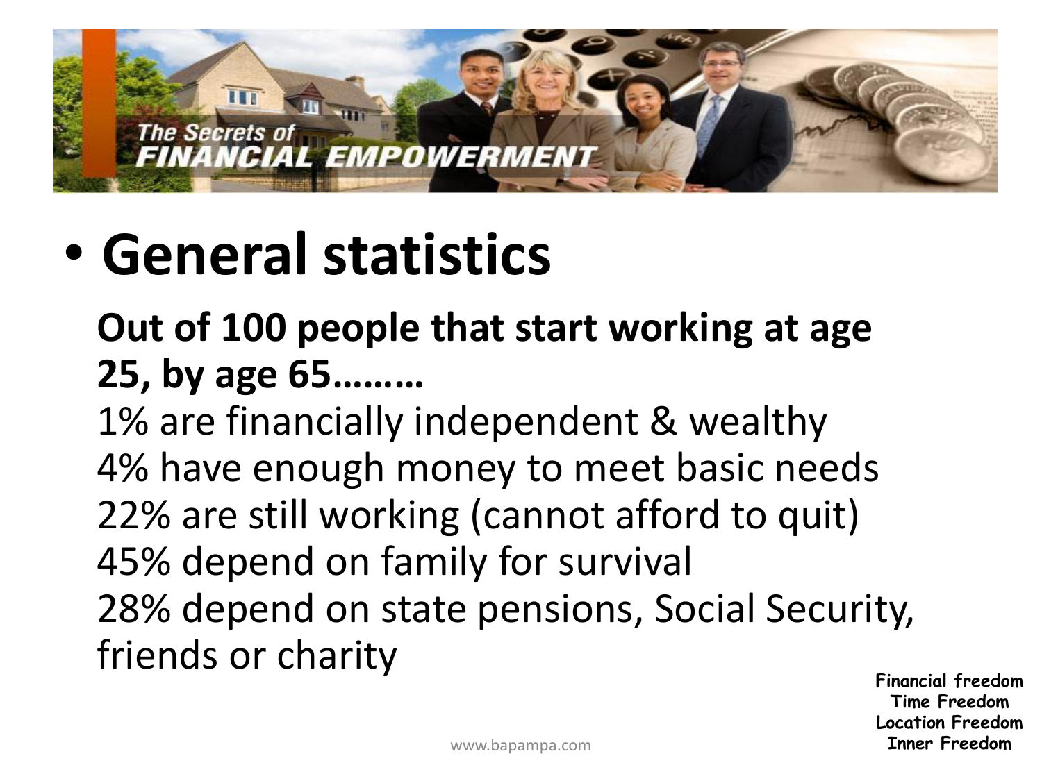The Secrets of **FINANCIAL EMPOWERMENT**

- **General statistics**

**Out of 100 people that start working at age 25, by age 65………**

1% are financially independent & wealthy
4% have enough money to meet basic needs
22% are still working (cannot afford to quit)
45% depend on family for survival
28% depend on state pensions, Social Security, friends or charity

**Financial freedom**
**Time Freedom**
**Location Freedom**
**Inner Freedom**

www.bapampa.com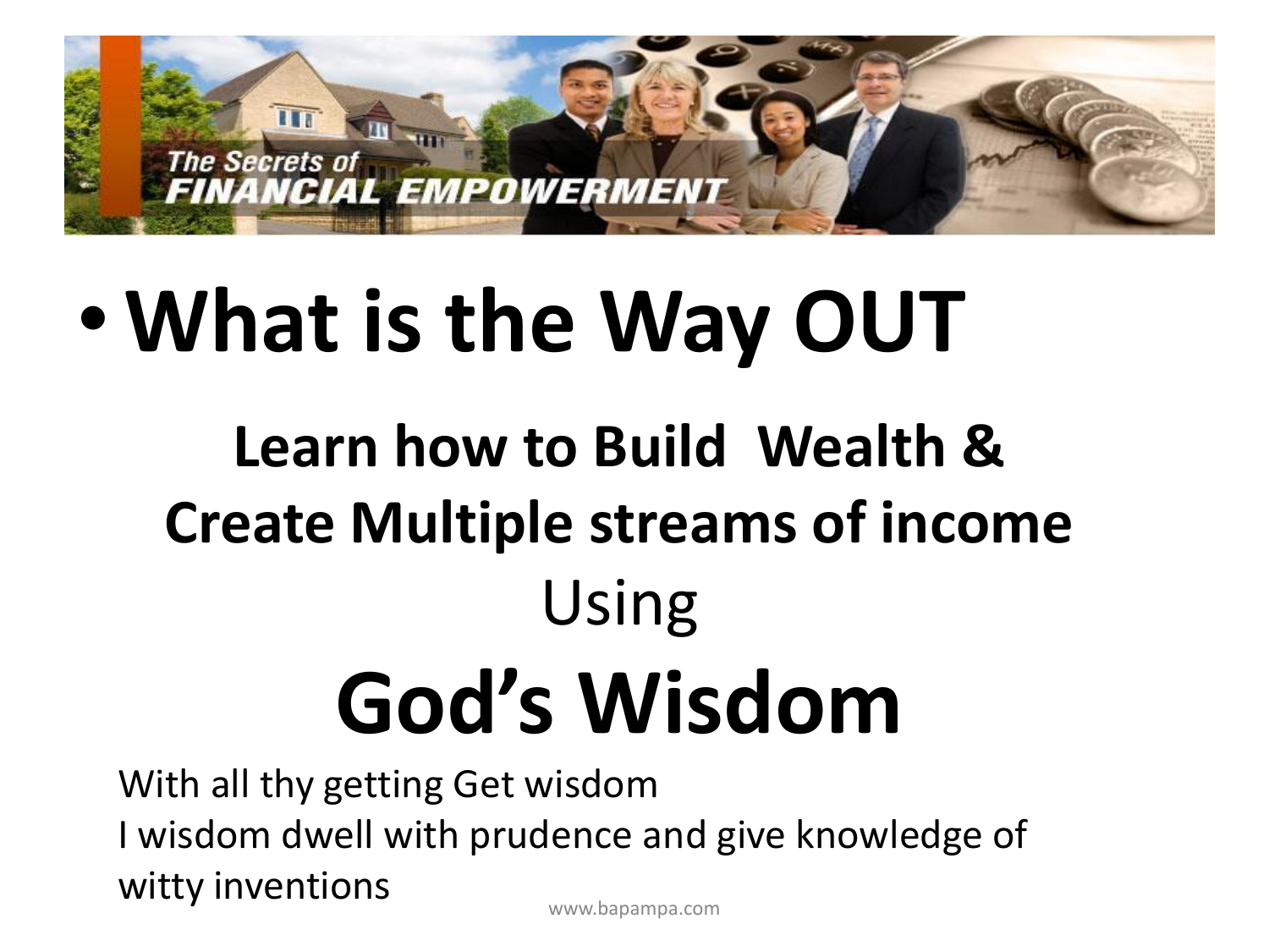- **What is the Way OUT**

**Learn how to Build Wealth & Create Multiple streams of income**

Using

# God's Wisdom

With all thy getting Get wisdom
I wisdom dwell with prudence and give knowledge of witty inventions

www.bapampa.com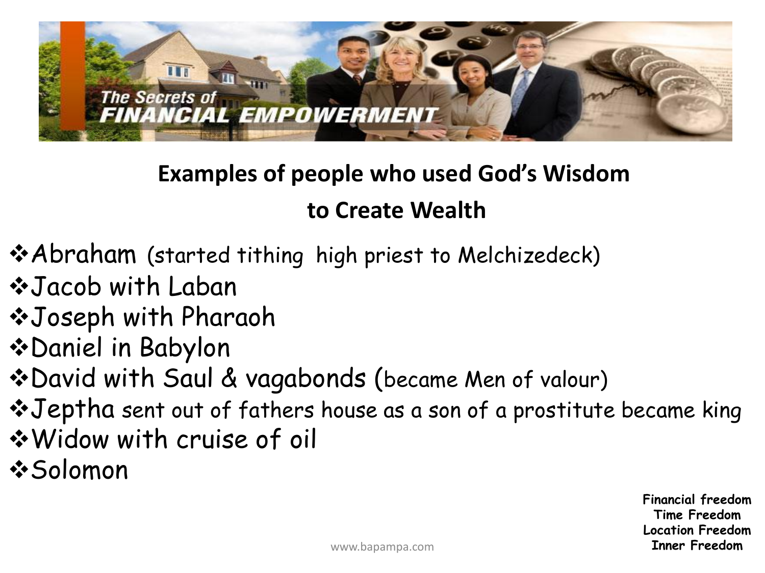The Secrets of FINANCIAL EMPOWERMENT

**Examples of people who used God's Wisdom to Create Wealth**

- Abraham (started tithing high priest to Melchizedeck)
- Jacob with Laban
- Joseph with Pharaoh
- Daniel in Babylon
- David with Saul & vagabonds (became Men of valour)
- Jeptha sent out of fathers house as a son of a prostitute became king
- Widow with cruise of oil
- Solomon

**Financial freedom**
**Time Freedom**
**Location Freedom**
**Inner Freedom**

www.bapampa.com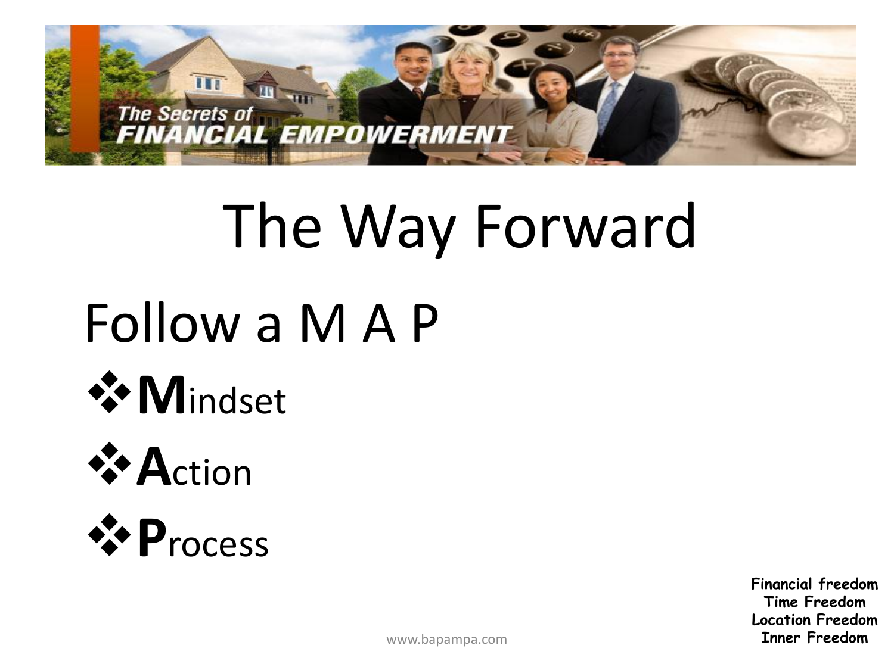# The Way Forward

## Follow a M A P

- **M**indset
- **A**ction
- **P**rocess

**Financial freedom**
**Time Freedom**
**Location Freedom**
**Inner Freedom**

www.bapampa.com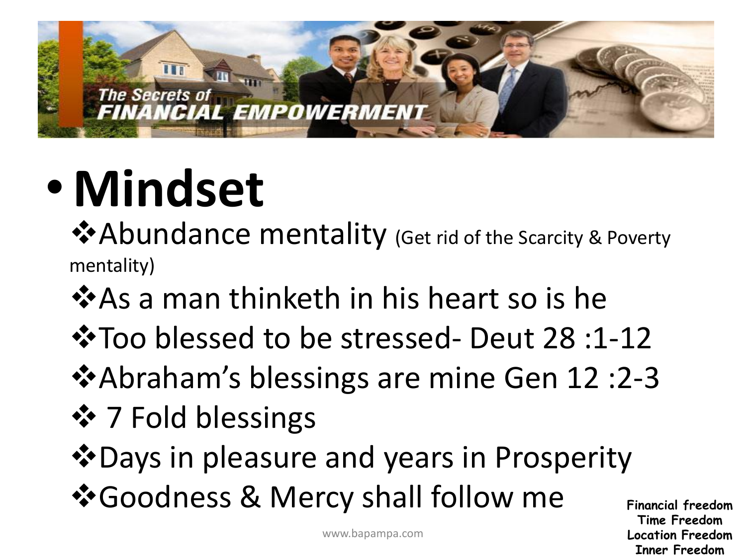The Secrets of FINANCIAL EMPOWERMENT

# Mindset

- ❖Abundance mentality (Get rid of the Scarcity & Poverty mentality)
- ❖As a man thinketh in his heart so is he
- ❖Too blessed to be stressed- Deut 28 :1-12
- ❖Abraham's blessings are mine Gen 12 :2-3
- ❖ 7 Fold blessings
- ❖Days in pleasure and years in Prosperity
- ❖Goodness & Mercy shall follow me

**Financial freedom**
**Time Freedom**
**Location Freedom**
**Inner Freedom**

www.bapampa.com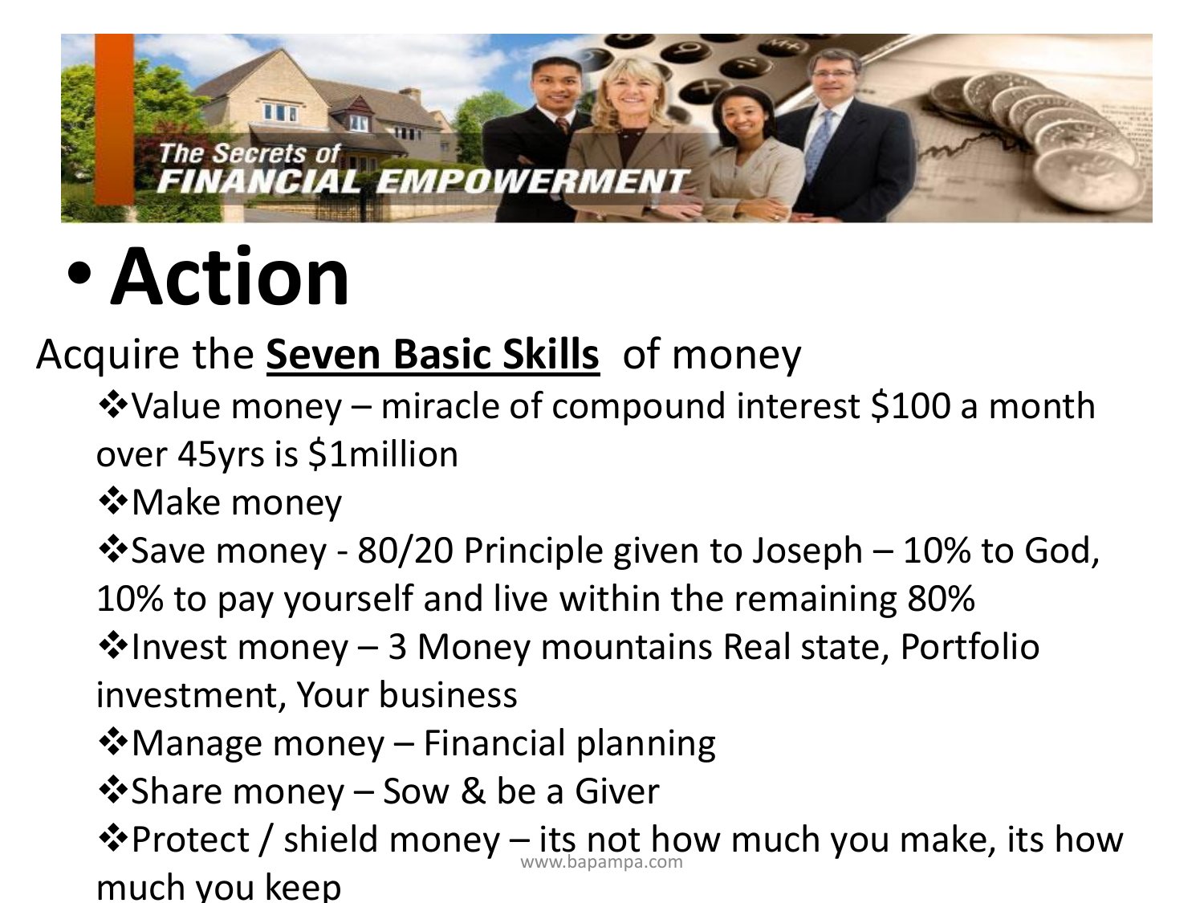# Action

Acquire the **Seven Basic Skills** of money

- Value money – miracle of compound interest $100 a month over 45yrs is $1million
- Make money
- Save money - 80/20 Principle given to Joseph – 10% to God, 10% to pay yourself and live within the remaining 80%
- Invest money – 3 Money mountains Real state, Portfolio investment, Your business
- Manage money – Financial planning
- Share money – Sow & be a Giver
- Protect / shield money – its not how much you make, its how much you keep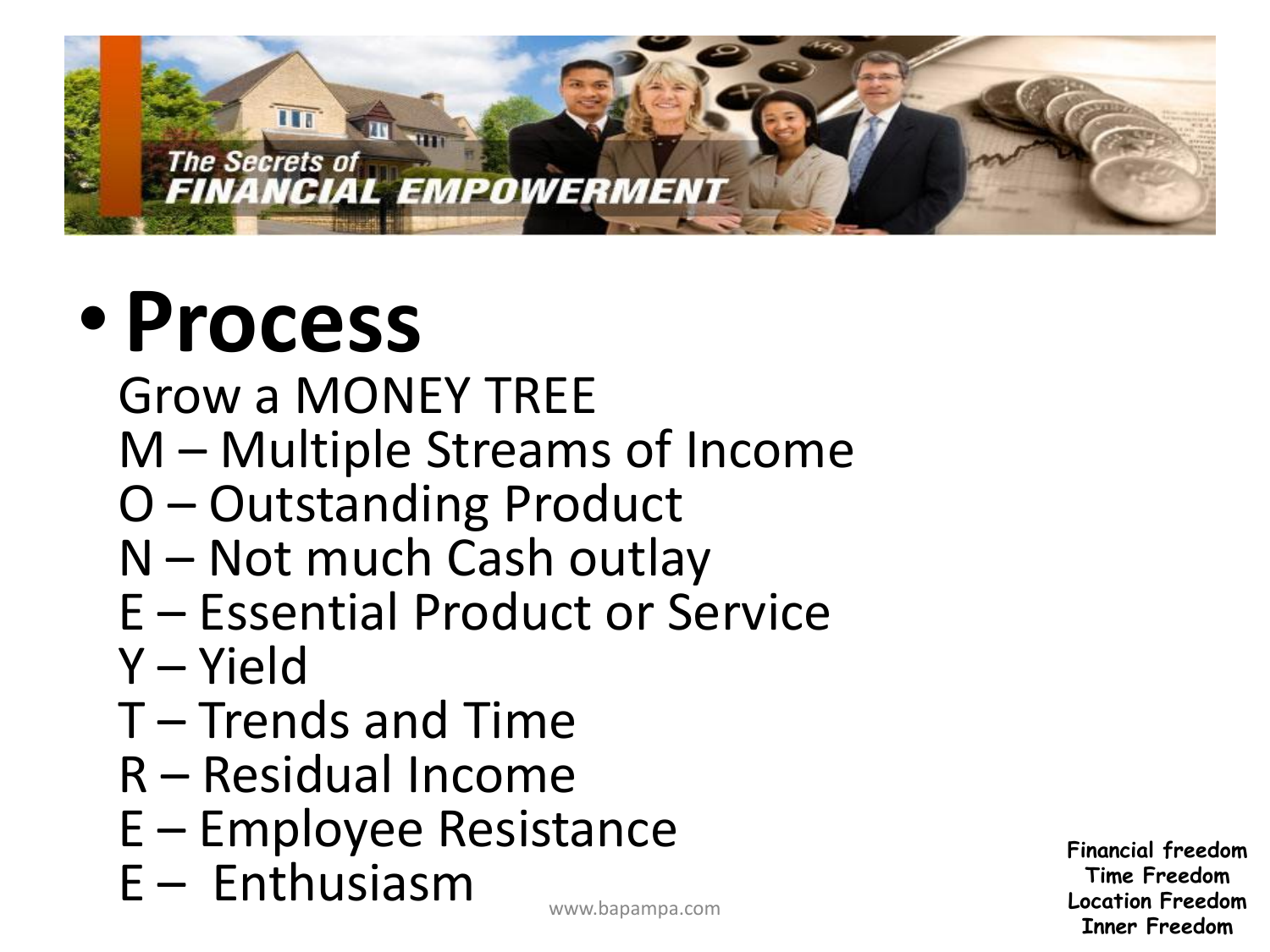The Secrets of FINANCIAL EMPOWERMENT

- **Process**

  Grow a MONEY TREE
  M – Multiple Streams of Income
  O – Outstanding Product
  N – Not much Cash outlay
  E – Essential Product or Service
  Y – Yield
  T – Trends and Time
  R – Residual Income
  E – Employee Resistance
  E – Enthusiasm

www.bapampa.com

**Financial freedom**
**Time Freedom**
**Location Freedom**
**Inner Freedom**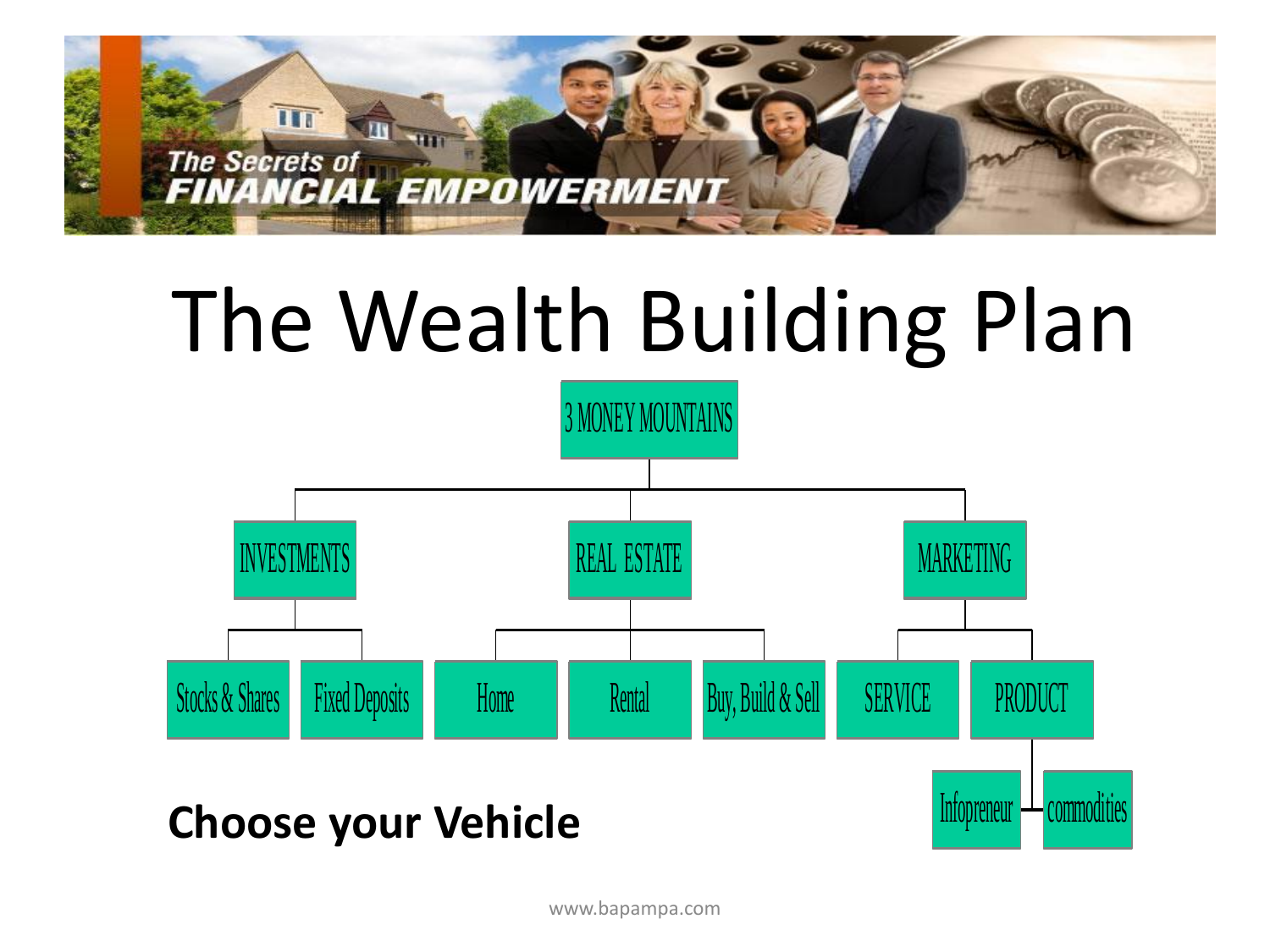The Secrets of
FINANCIAL EMPOWERMENT

# The Wealth Building Plan

- 3 MONEY MOUNTAINS
  - INVESTMENTS
    - Stocks & Shares
    - Fixed Deposits
  - REAL ESTATE
    - Home
    - Rental
    - Buy, Build & Sell
  - MARKETING
    - SERVICE
    - PRODUCT
      - Infopreneur
      - commodities

**Choose your Vehicle**

www.bapampa.com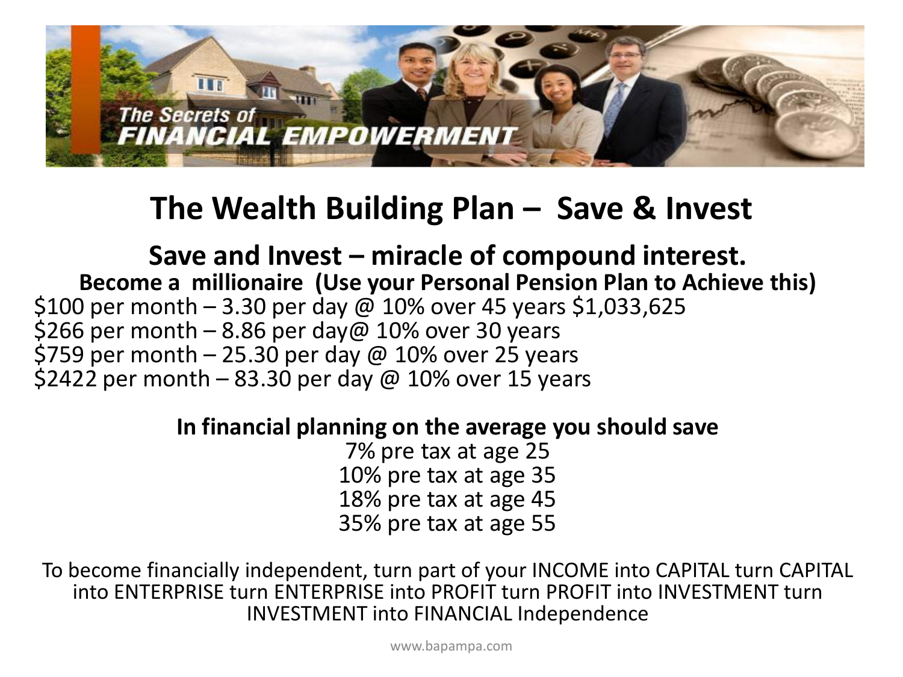## The Wealth Building Plan – Save & Invest

### Save and Invest – miracle of compound interest.

**Become a millionaire (Use your Personal Pension Plan to Achieve this)**

$100 per month – 3.30 per day @ 10% over 45 years $1,033,625
$266 per month – 8.86 per day@ 10% over 30 years
$759 per month – 25.30 per day @ 10% over 25 years
$2422 per month – 83.30 per day @ 10% over 15 years

**In financial planning on the average you should save**

7% pre tax at age 25
10% pre tax at age 35
18% pre tax at age 45
35% pre tax at age 55

To become financially independent, turn part of your INCOME into CAPITAL turn CAPITAL into ENTERPRISE turn ENTERPRISE into PROFIT turn PROFIT into INVESTMENT turn INVESTMENT into FINANCIAL Independence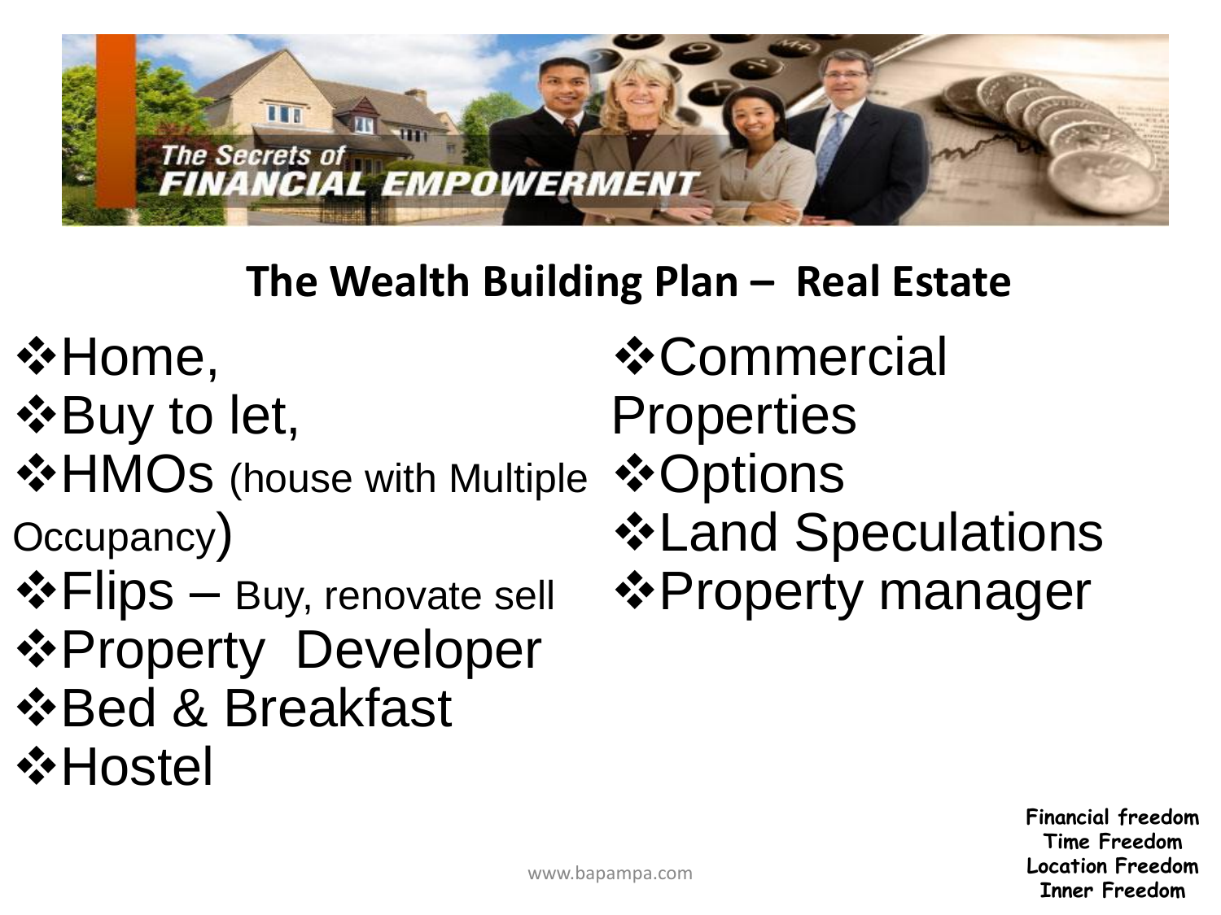## The Wealth Building Plan – Real Estate

- Home,
- Buy to let,
- HMOs (house with Multiple Occupancy)
- Flips – Buy, renovate sell
- Property Developer
- Bed & Breakfast
- Hostel
- Commercial Properties
- Options
- Land Speculations
- Property manager

**Financial freedom**
**Time Freedom**
**Location Freedom**
**Inner Freedom**

www.bapampa.com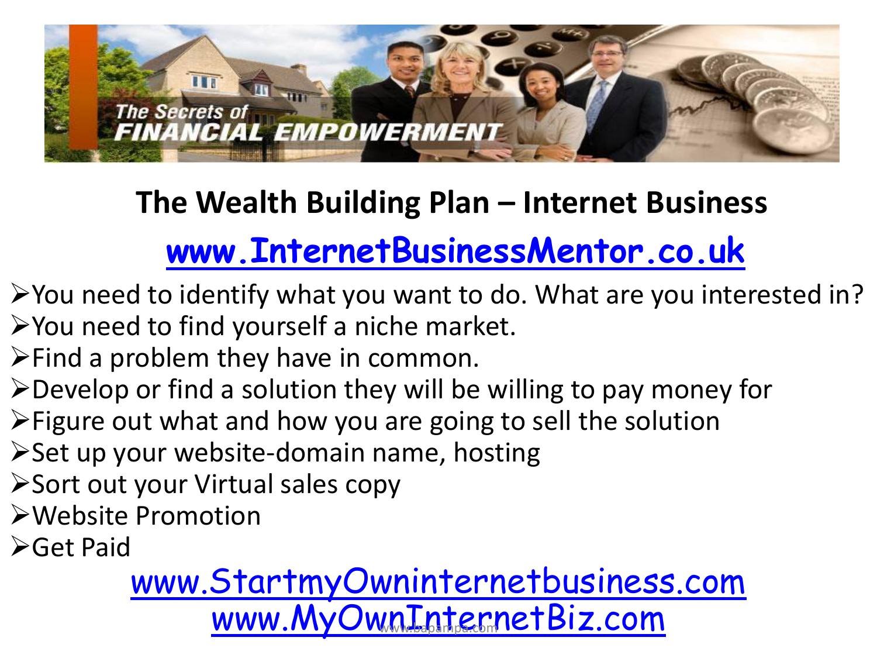The Secrets of FINANCIAL EMPOWERMENT

## The Wealth Building Plan – Internet Business

www.InternetBusinessMentor.co.uk

- You need to identify what you want to do. What are you interested in?
- You need to find yourself a niche market.
- Find a problem they have in common.
- Develop or find a solution they will be willing to pay money for
- Figure out what and how you are going to sell the solution
- Set up your website-domain name, hosting
- Sort out your Virtual sales copy
- Website Promotion
- Get Paid

www.StartmyOwninternetbusiness.com

www.MyOwnInternetBiz.com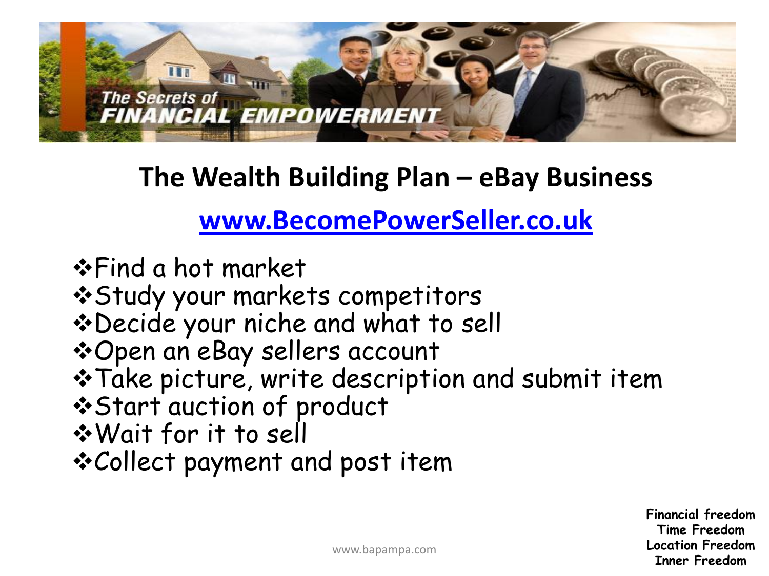The Secrets of FINANCIAL EMPOWERMENT

## The Wealth Building Plan – eBay Business

[www.BecomePowerSeller.co.uk](http://www.BecomePowerSeller.co.uk)

- Find a hot market
- Study your markets competitors
- Decide your niche and what to sell
- Open an eBay sellers account
- Take picture, write description and submit item
- Start auction of product
- Wait for it to sell
- Collect payment and post item

**Financial freedom**
**Time Freedom**
**Location Freedom**
**Inner Freedom**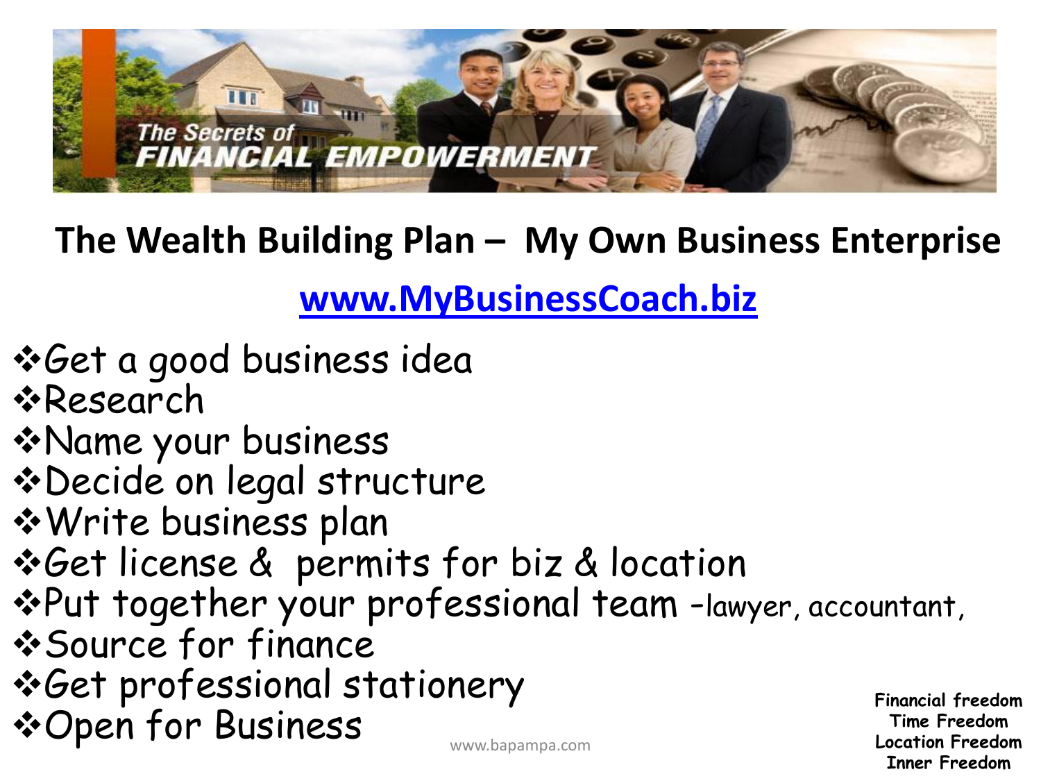The Secrets of
FINANCIAL EMPOWERMENT

## The Wealth Building Plan – My Own Business Enterprise

[www.MyBusinessCoach.biz](http://www.MyBusinessCoach.biz)

- Get a good business idea
- Research
- Name your business
- Decide on legal structure
- Write business plan
- Get license & permits for biz & location
- Put together your professional team -lawyer, accountant,
- Source for finance
- Get professional stationery
- Open for Business

www.bapampa.com

**Financial freedom**
**Time Freedom**
**Location Freedom**
**Inner Freedom**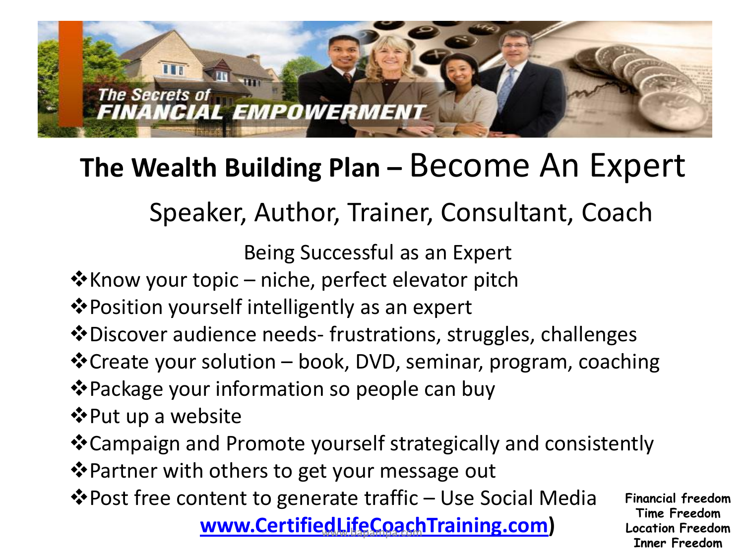# The Wealth Building Plan – Become An Expert

## Speaker, Author, Trainer, Consultant, Coach

Being Successful as an Expert

- Know your topic – niche, perfect elevator pitch
- Position yourself intelligently as an expert
- Discover audience needs- frustrations, struggles, challenges
- Create your solution – book, DVD, seminar, program, coaching
- Package your information so people can buy
- Put up a website
- Campaign and Promote yourself strategically and consistently
- Partner with others to get your message out
- Post free content to generate traffic – Use Social Media

www.CertifiedLifeCoachTraining.com)

**Financial freedom**
**Time Freedom**
**Location Freedom**
**Inner Freedom**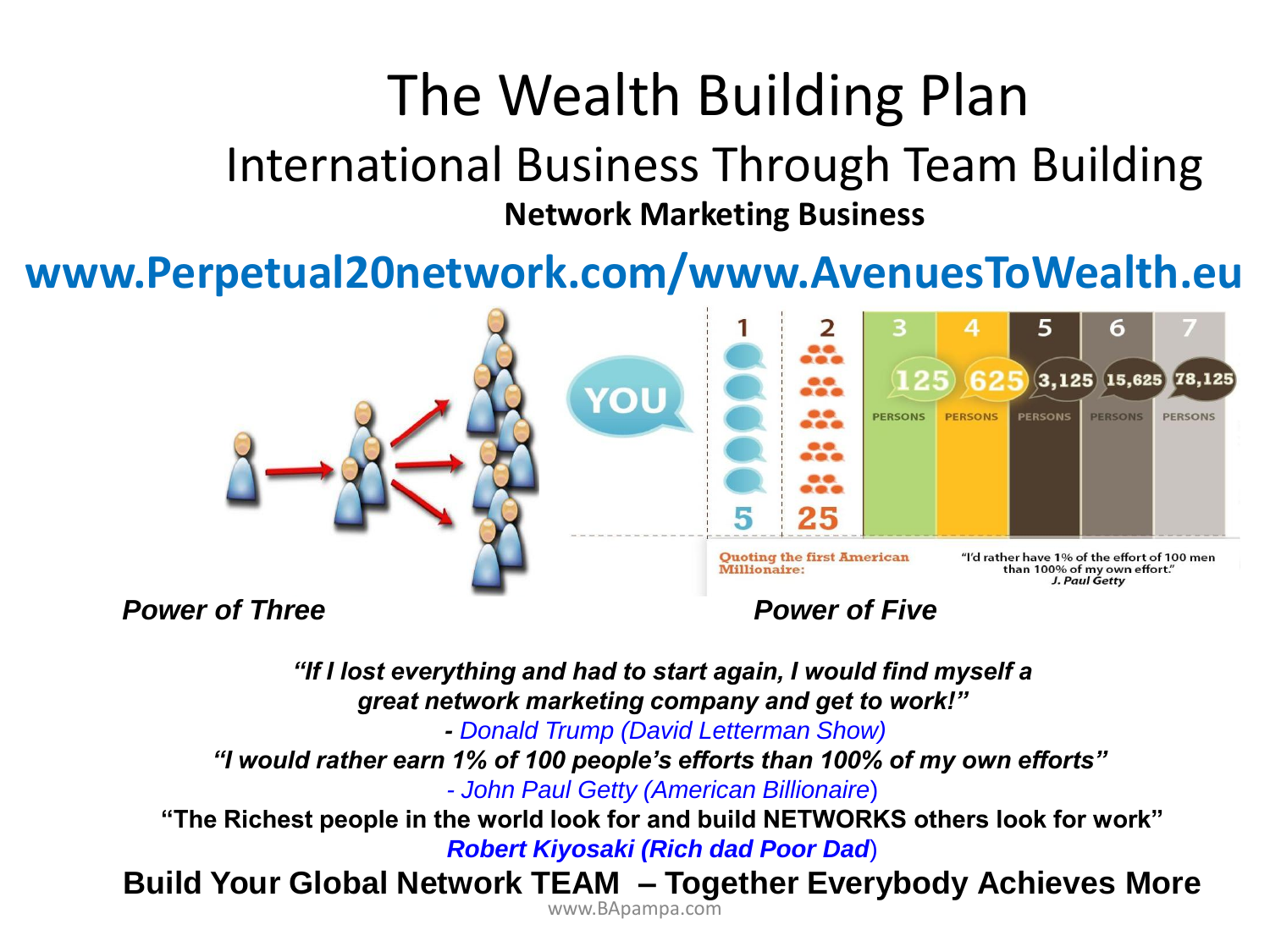# The Wealth Building Plan

## International Business Through Team Building

### Network Marketing Business

**www.Perpetual20network.com/www.AvenuesToWealth.eu**

*Power of Three*

YOU

| 1 | 2 | 3 | 4 | 5 | 6 | 7 |
|---|---|---|---|---|---|---|
| 5 | 25 | 125 PERSONS | 625 PERSONS | 3,125 PERSONS | 15,625 PERSONS | 78,125 PERSONS |

Quoting the first American Millionaire: "I'd rather have 1% of the effort of 100 men than 100% of my own effort." *J. Paul Getty*

*Power of Five*

***"If I lost everything and had to start again, I would find myself a great network marketing company and get to work!"***

**-** *Donald Trump (David Letterman Show)*

***"I would rather earn 1% of 100 people's efforts than 100% of my own efforts"***

*- John Paul Getty (American Billionaire)*

**"The Richest people in the world look for and build NETWORKS others look for work"**

***Robert Kiyosaki (Rich dad Poor Dad)***

**Build Your Global Network TEAM – Together Everybody Achieves More**

www.BApampa.com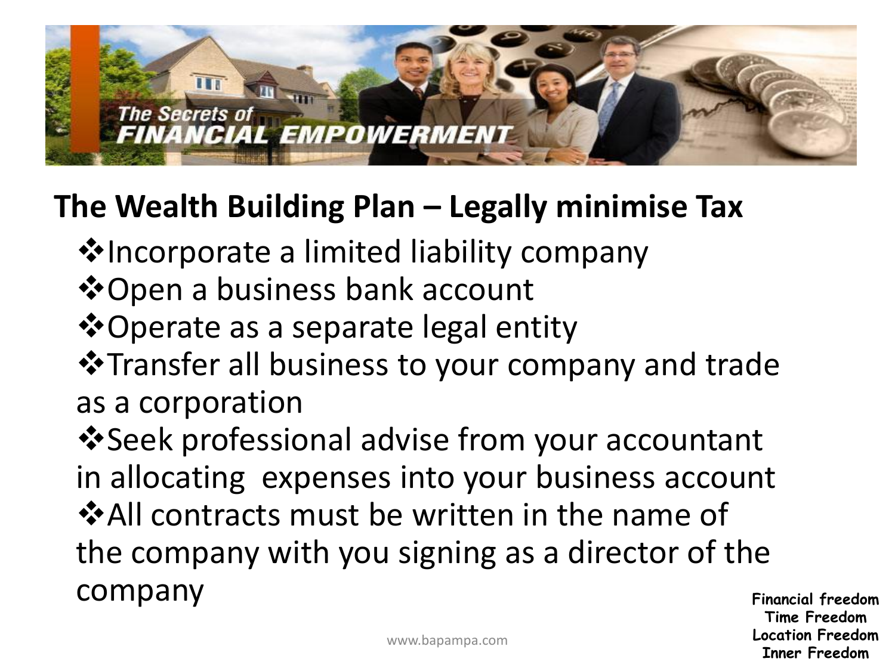The Secrets of
FINANCIAL EMPOWERMENT

## The Wealth Building Plan – Legally minimise Tax

- ❖Incorporate a limited liability company
- ❖Open a business bank account
- ❖Operate as a separate legal entity
- ❖Transfer all business to your company and trade as a corporation
- ❖Seek professional advise from your accountant in allocating expenses into your business account
- ❖All contracts must be written in the name of the company with you signing as a director of the company

**Financial freedom**
**Time Freedom**
**Location Freedom**
**Inner Freedom**

www.bapampa.com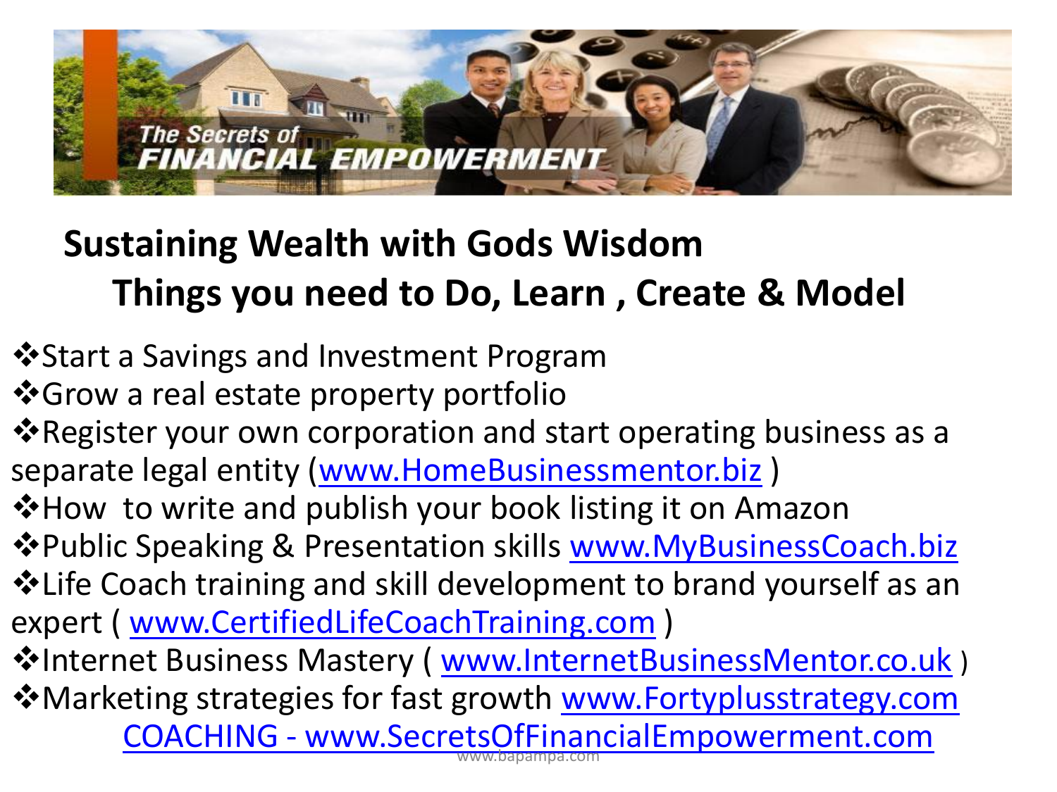## Sustaining Wealth with Gods Wisdom

### Things you need to Do, Learn , Create & Model

- Start a Savings and Investment Program
- Grow a real estate property portfolio
- Register your own corporation and start operating business as a separate legal entity (www.HomeBusinessmentor.biz )
- How to write and publish your book listing it on Amazon
- Public Speaking & Presentation skills www.MyBusinessCoach.biz
- Life Coach training and skill development to brand yourself as an expert ( www.CertifiedLifeCoachTraining.com )
- Internet Business Mastery ( www.InternetBusinessMentor.co.uk )
- Marketing strategies for fast growth www.Fortyplusstrategy.com

COACHING - www.SecretsOfFinancialEmpowerment.com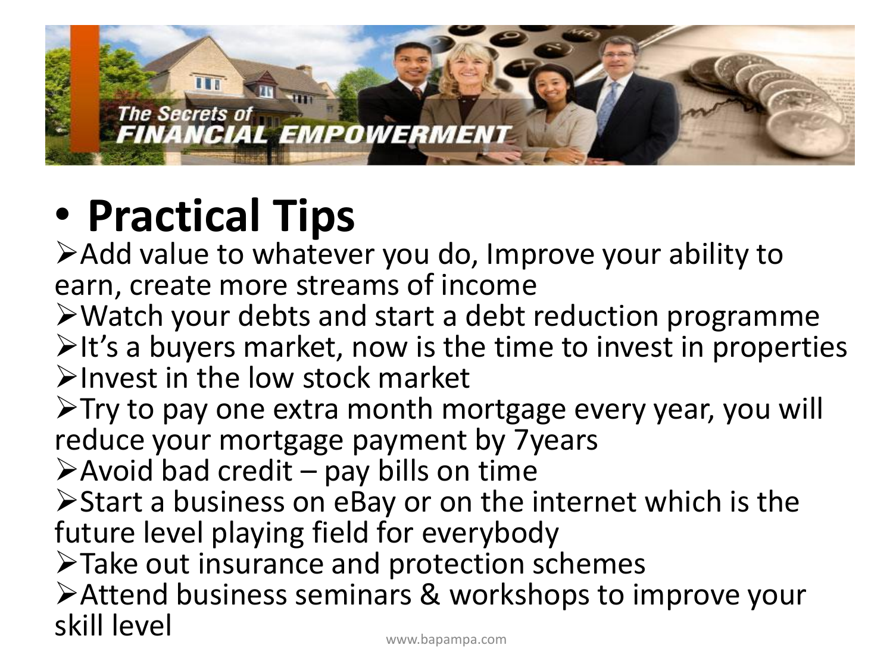- **Practical Tips**
  - Add value to whatever you do, Improve your ability to earn, create more streams of income
  - Watch your debts and start a debt reduction programme
  - It’s a buyers market, now is the time to invest in properties
  - Invest in the low stock market
  - Try to pay one extra month mortgage every year, you will reduce your mortgage payment by 7years
  - Avoid bad credit – pay bills on time
  - Start a business on eBay or on the internet which is the future level playing field for everybody
  - Take out insurance and protection schemes
  - Attend business seminars & workshops to improve your skill level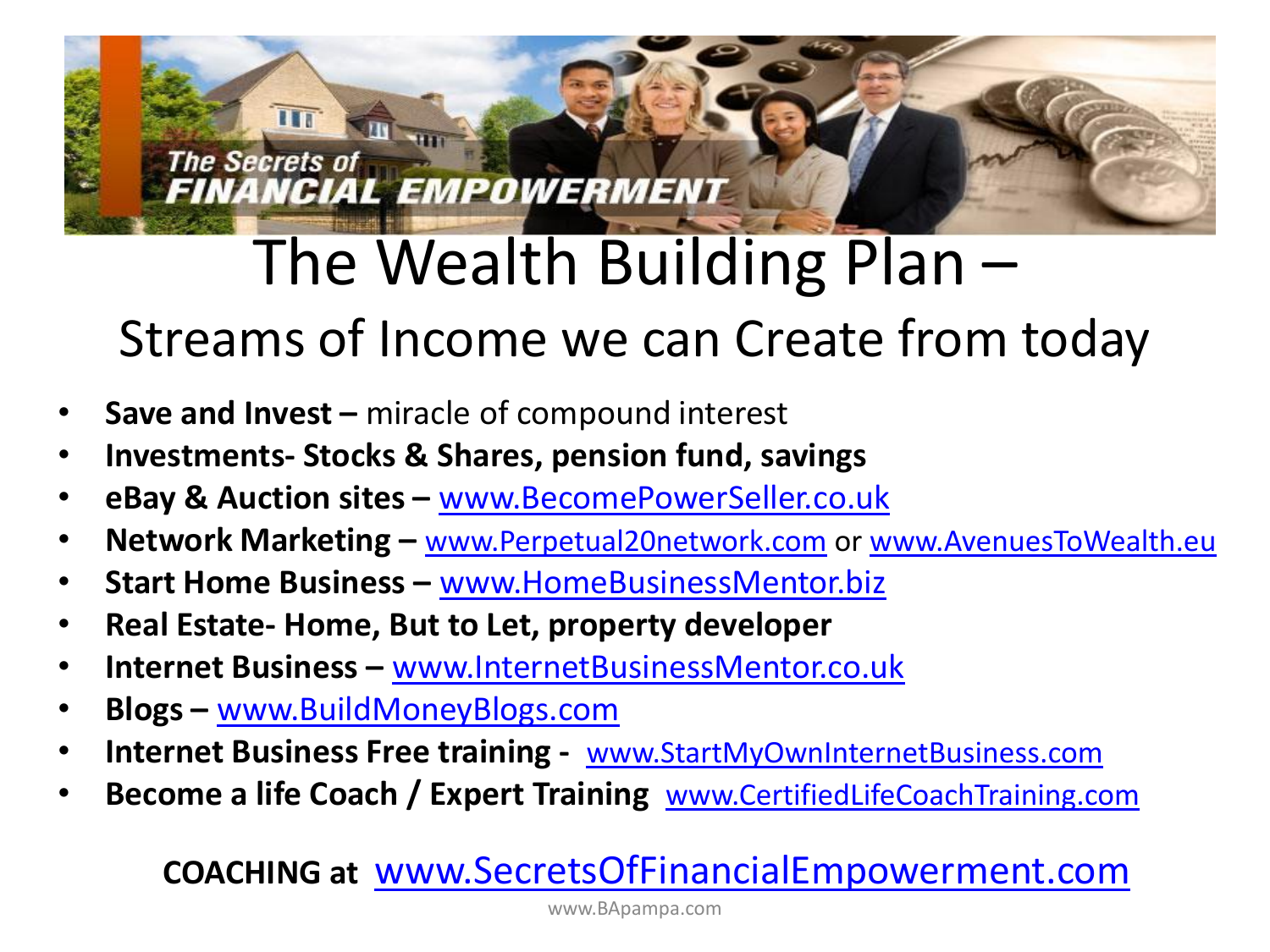The Secrets of FINANCIAL EMPOWERMENT

# The Wealth Building Plan –

## Streams of Income we can Create from today

- **Save and Invest –** miracle of compound interest
- **Investments- Stocks & Shares, pension fund, savings**
- **eBay & Auction sites –** www.BecomePowerSeller.co.uk
- **Network Marketing –** www.Perpetual20network.com or www.AvenuesToWealth.eu
- **Start Home Business –** www.HomeBusinessMentor.biz
- **Real Estate- Home, But to Let, property developer**
- **Internet Business –** www.InternetBusinessMentor.co.uk
- **Blogs –** www.BuildMoneyBlogs.com
- **Internet Business Free training -** www.StartMyOwnInternetBusiness.com
- **Become a life Coach / Expert Training** www.CertifiedLifeCoachTraining.com

**COACHING at** www.SecretsOfFinancialEmpowerment.com

www.BApampa.com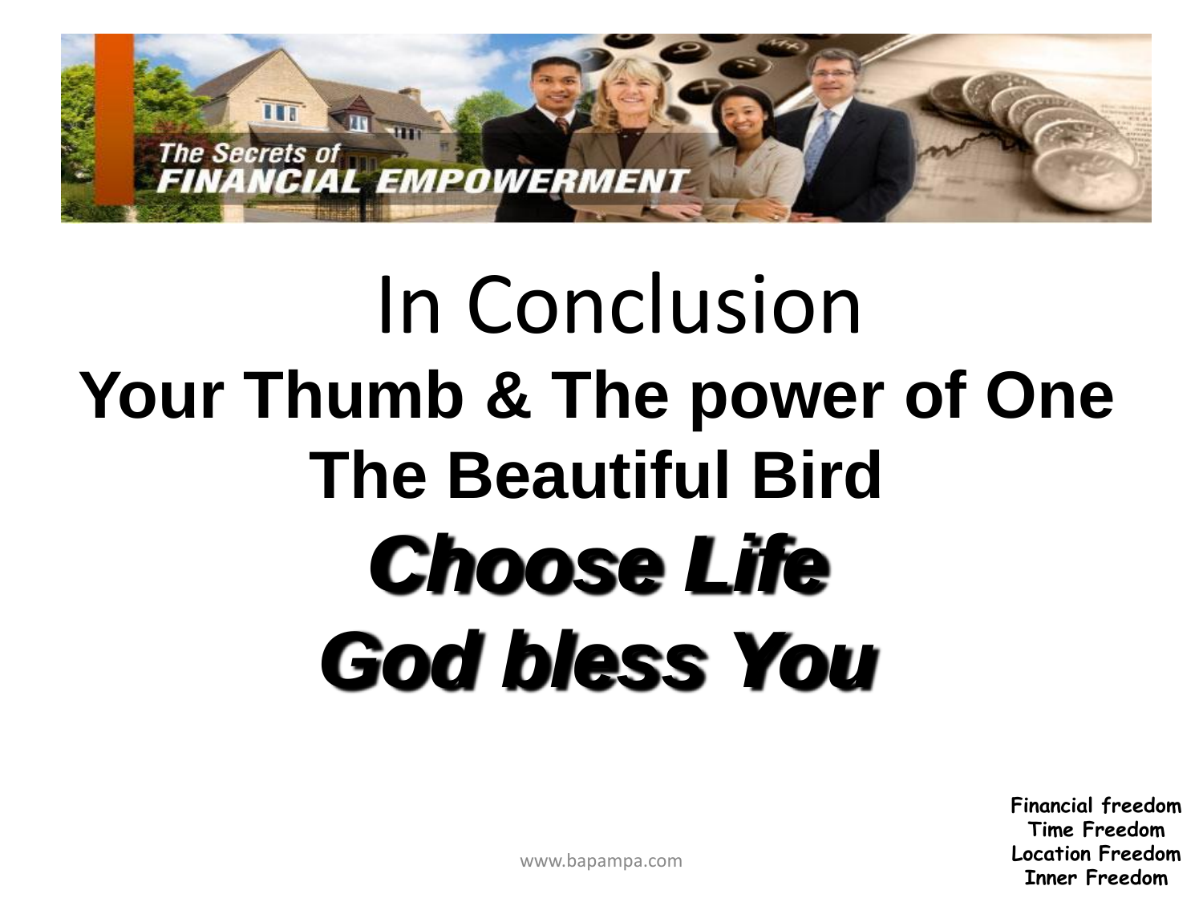# In Conclusion

**Your Thumb & The power of One**

**The Beautiful Bird**

***Choose Life***

***God bless You***

**Financial freedom**
**Time Freedom**
**Location Freedom**
**Inner Freedom**

www.bapampa.com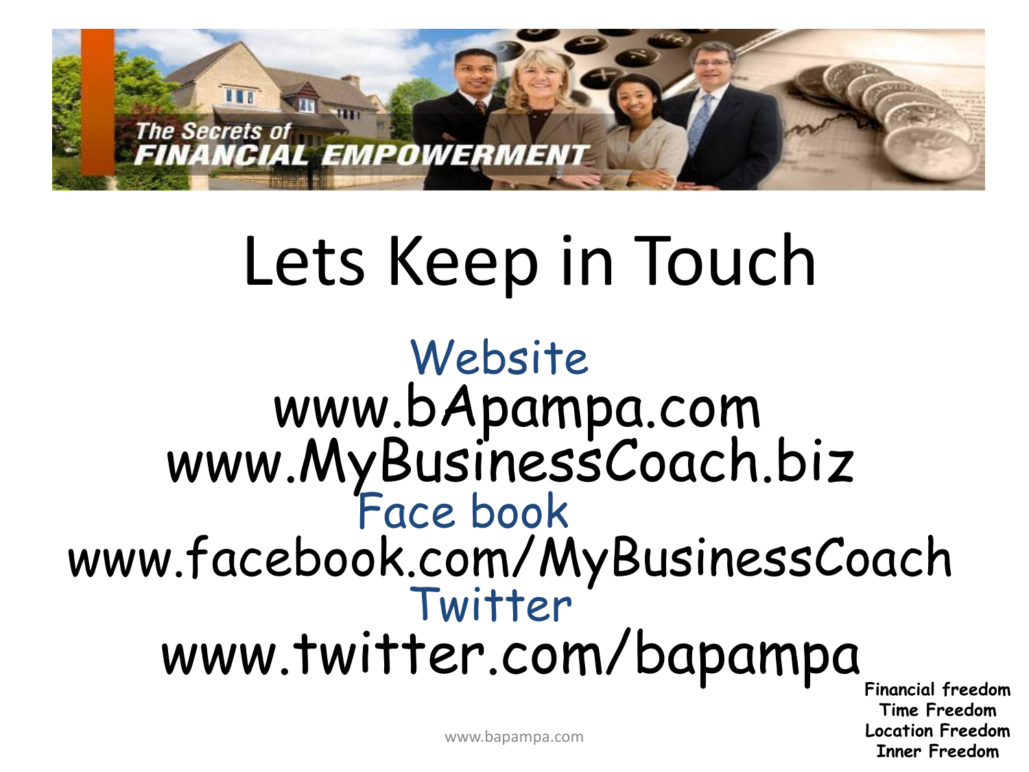# Lets Keep in Touch

Website

www.bApampa.com

www.MyBusinessCoach.biz

Face book

www.facebook.com/MyBusinessCoach

Twitter

www.twitter.com/bapampa

**Financial freedom**
**Time Freedom**
**Location Freedom**
**Inner Freedom**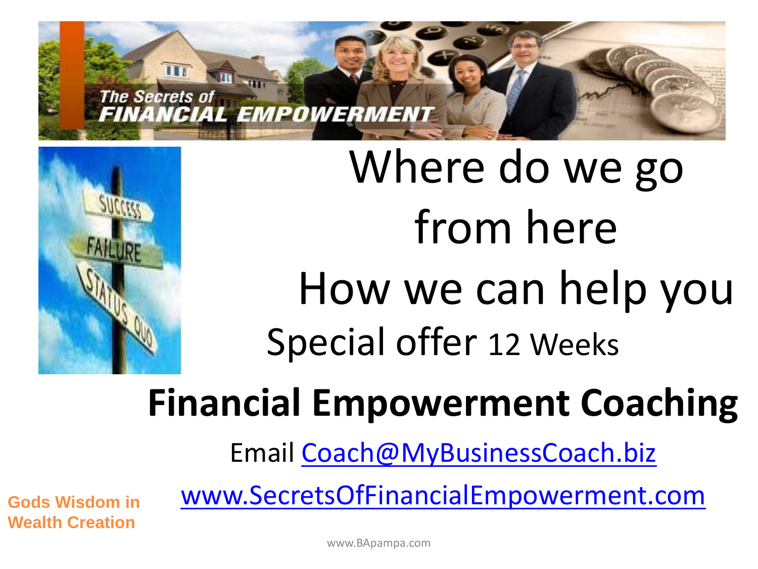# Where do we go from here

# How we can help you

## Special offer 12 Weeks

**Financial Empowerment Coaching**

Email Coach@MyBusinessCoach.biz

www.SecretsOfFinancialEmpowerment.com

**Gods Wisdom in Wealth Creation**